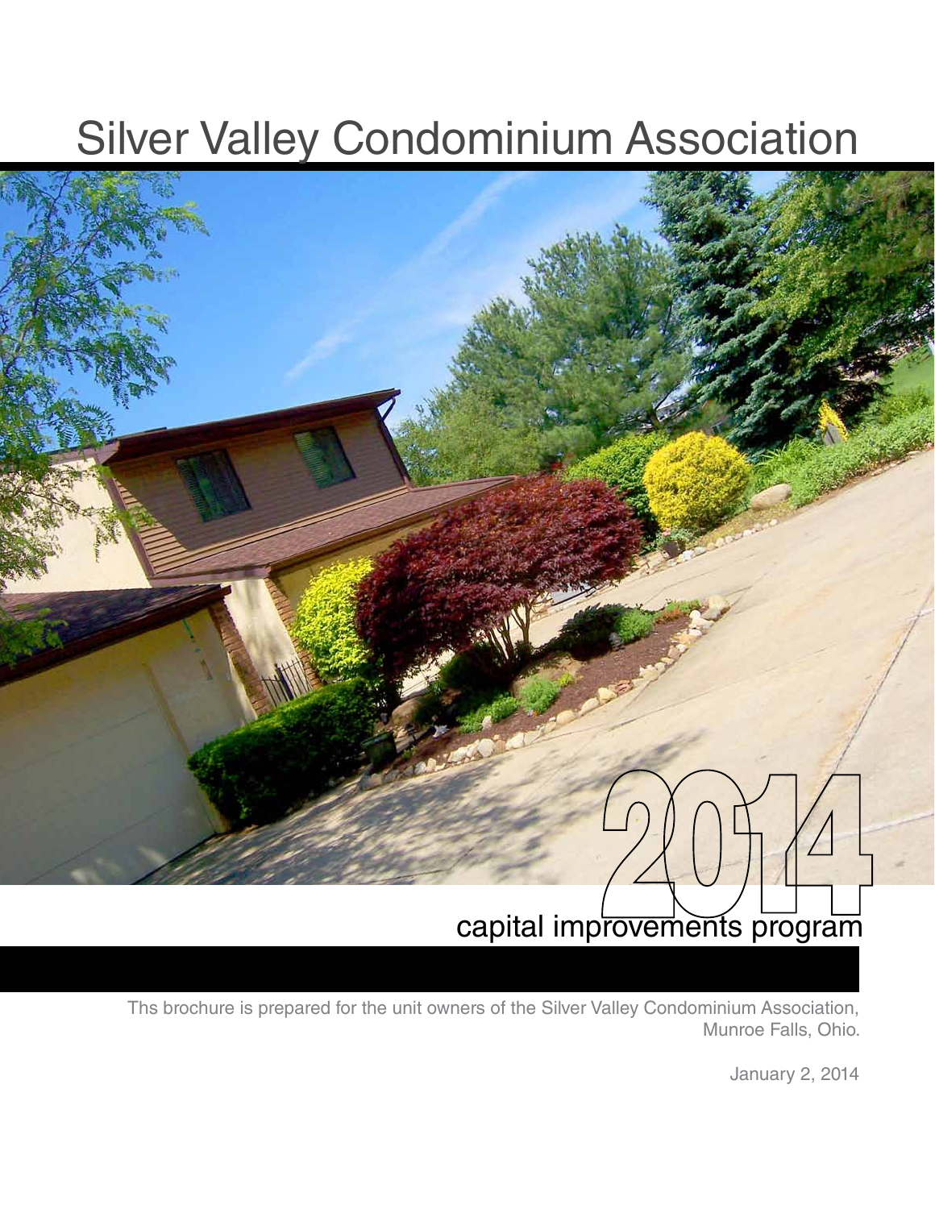# Silver Valley Condominium Association

2014

capital improvements program

Ths brochure is prepared for the unit owners of the Silver Valley Condominium Association, Munroe Falls, Ohio.

January 2, 2014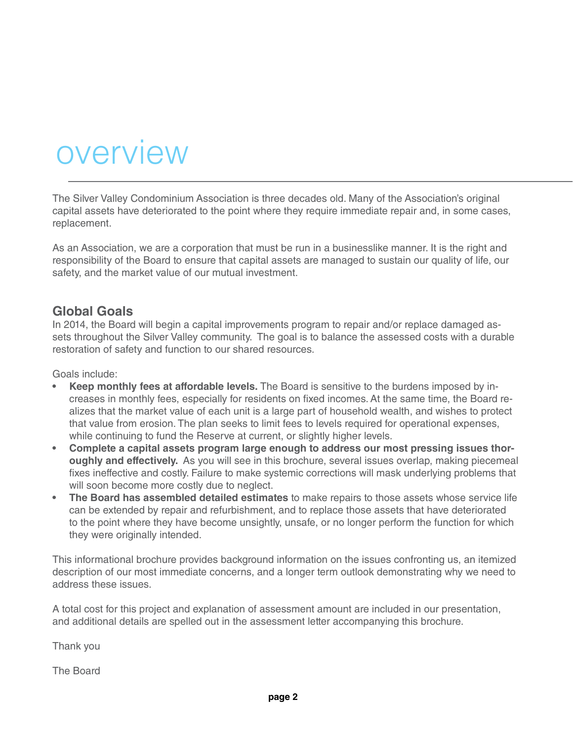# overview

The Silver Valley Condominium Association is three decades old. Many of the Association's original capital assets have deteriorated to the point where they require immediate repair and, in some cases, replacement.

As an Association, we are a corporation that must be run in a businesslike manner. It is the right and responsibility of the Board to ensure that capital assets are managed to sustain our quality of life, our safety, and the market value of our mutual investment.

## Global Goals

In 2014, the Board will begin a capital improvements program to repair and/or replace damaged assets throughout the Silver Valley community. The goal is to balance the assessed costs with a durable restoration of safety and function to our shared resources.

Goals include:

- **Keep monthly fees at affordable levels.** The Board is sensitive to the burdens imposed by increases in monthly fees, especially for residents on fixed incomes. At the same time, the Board realizes that the market value of each unit is a large part of household wealth, and wishes to protect that value from erosion. The plan seeks to limit fees to levels required for operational expenses, while continuing to fund the Reserve at current, or slightly higher levels.
- **Complete a capital assets program large enough to address our most pressing issues thoroughly and effectively.** As you will see in this brochure, several issues overlap, making piecemeal fixes ineffective and costly. Failure to make systemic corrections will mask underlying problems that will soon become more costly due to neglect.
- **The Board has assembled detailed estimates** to make repairs to those assets whose service life can be extended by repair and refurbishment, and to replace those assets that have deteriorated to the point where they have become unsightly, unsafe, or no longer perform the function for which they were originally intended.

This informational brochure provides background information on the issues confronting us, an itemized description of our most immediate concerns, and a longer term outlook demonstrating why we need to address these issues.

A total cost for this project and explanation of assessment amount are included in our presentation, and additional details are spelled out in the assessment letter accompanying this brochure.

Thank you

The Board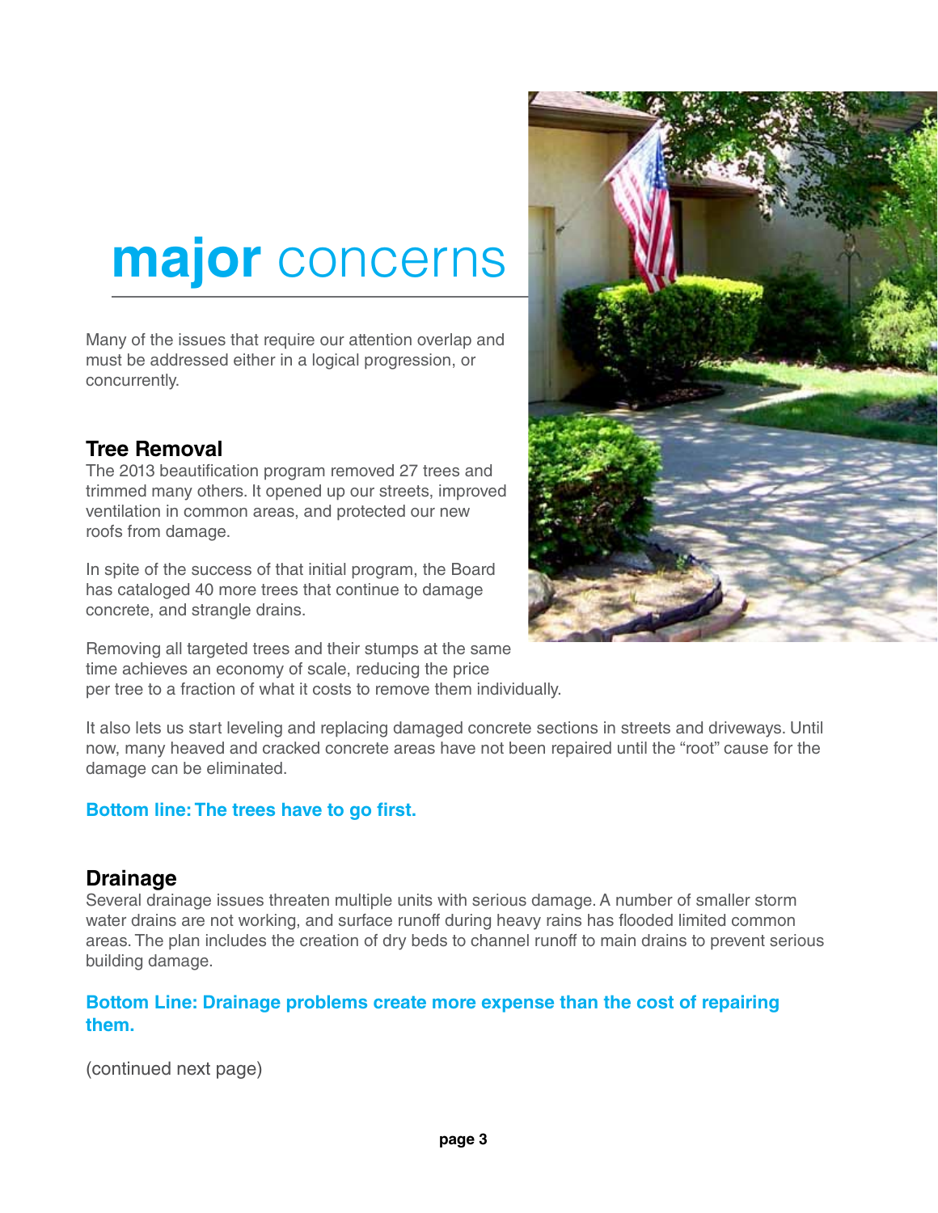# **major** concerns

Many of the issues that require our attention overlap and must be addressed either in a logical progression, or concurrently.

## Tree Removal

The 2013 beautification program removed 27 trees and trimmed many others. It opened up our streets, improved ventilation in common areas, and protected our new roofs from damage.

In spite of the success of that initial program, the Board has cataloged 40 more trees that continue to damage concrete, and strangle drains.

Removing all targeted trees and their stumps at the same time achieves an economy of scale, reducing the price per tree to a fraction of what it costs to remove them individually.

It also lets us start leveling and replacing damaged concrete sections in streets and driveways. Until now, many heaved and cracked concrete areas have not been repaired until the "root" cause for the damage can be eliminated.

**Bottom line: The trees have to go first.**

## Drainage

Several drainage issues threaten multiple units with serious damage. A number of smaller storm water drains are not working, and surface runoff during heavy rains has flooded limited common areas. The plan includes the creation of dry beds to channel runoff to main drains to prevent serious building damage.

**Bottom Line: Drainage problems create more expense than the cost of repairing them.**

(continued next page)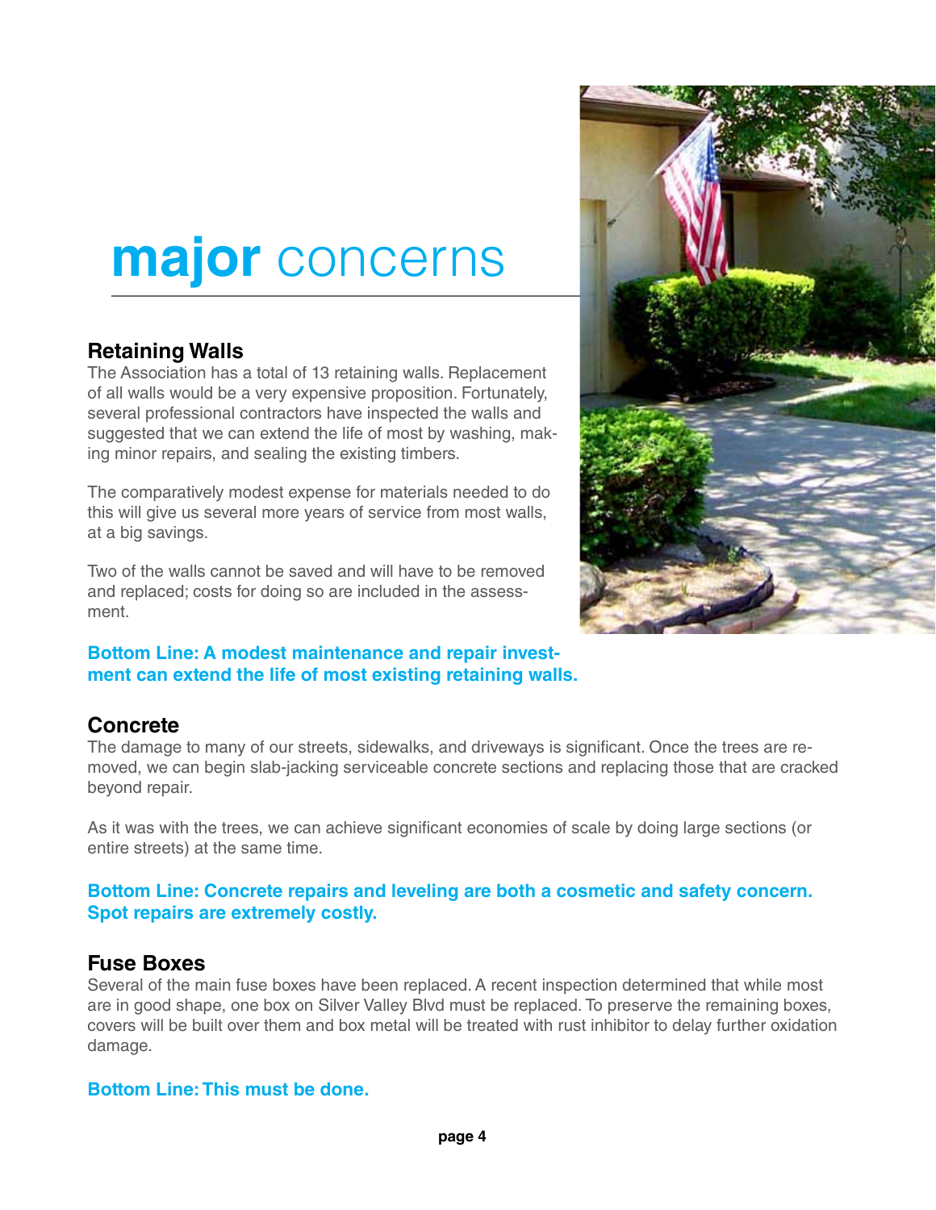# **major** concerns

## Retaining Walls

The Association has a total of 13 retaining walls. Replacement of all walls would be a very expensive proposition. Fortunately, several professional contractors have inspected the walls and suggested that we can extend the life of most by washing, making minor repairs, and sealing the existing timbers.

The comparatively modest expense for materials needed to do this will give us several more years of service from most walls, at a big savings.

Two of the walls cannot be saved and will have to be removed and replaced; costs for doing so are included in the assessment.

**Bottom Line: A modest maintenance and repair investment can extend the life of most existing retaining walls.**

## Concrete

The damage to many of our streets, sidewalks, and driveways is significant. Once the trees are removed, we can begin slab-jacking serviceable concrete sections and replacing those that are cracked beyond repair.

As it was with the trees, we can achieve significant economies of scale by doing large sections (or entire streets) at the same time.

**Bottom Line: Concrete repairs and leveling are both a cosmetic and safety concern. Spot repairs are extremely costly.**

## Fuse Boxes

Several of the main fuse boxes have been replaced. A recent inspection determined that while most are in good shape, one box on Silver Valley Blvd must be replaced. To preserve the remaining boxes, covers will be built over them and box metal will be treated with rust inhibitor to delay further oxidation damage.

**Bottom Line: This must be done.**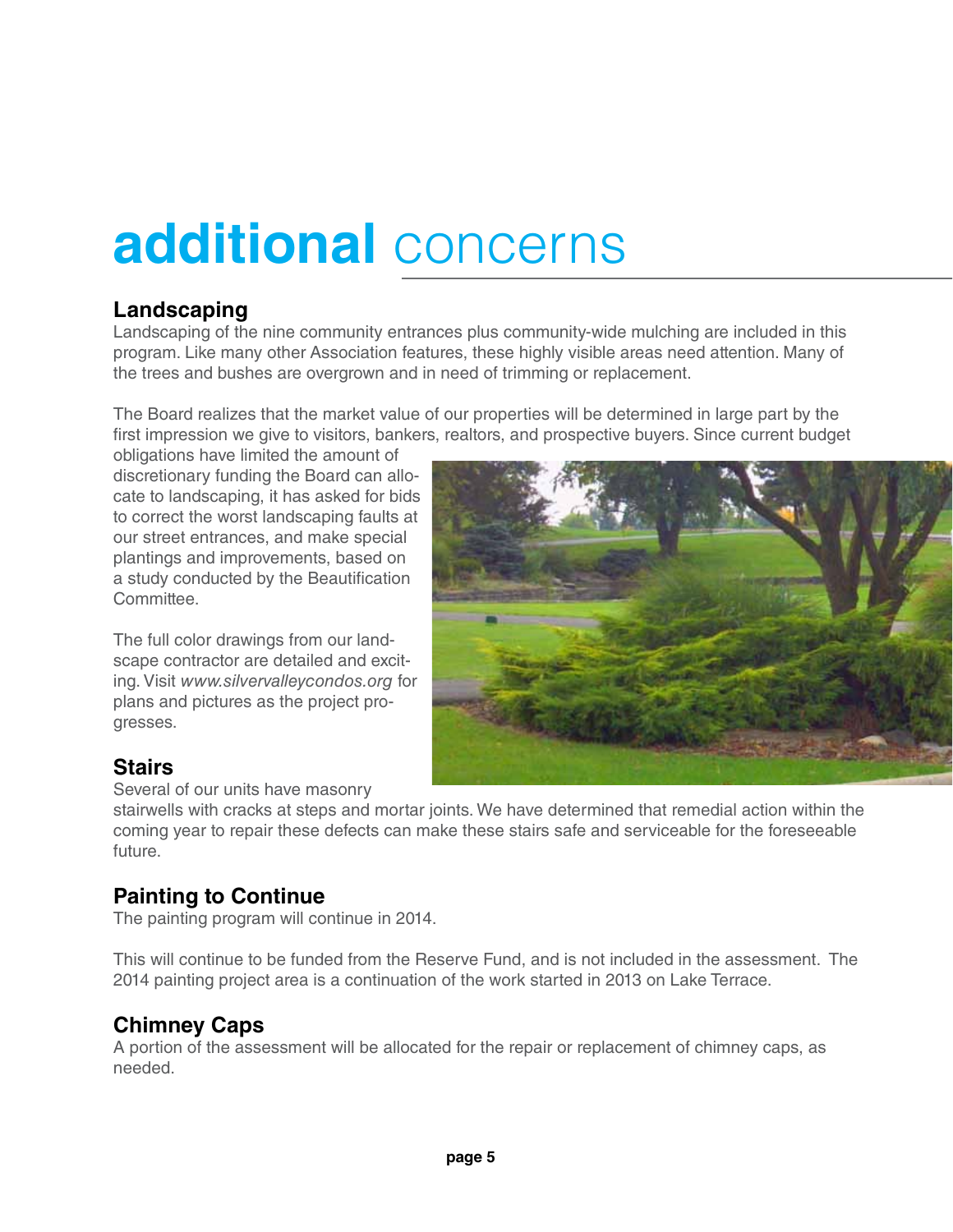# **additional** concerns

## Landscaping

Landscaping of the nine community entrances plus community-wide mulching are included in this program. Like many other Association features, these highly visible areas need attention. Many of the trees and bushes are overgrown and in need of trimming or replacement.

The Board realizes that the market value of our properties will be determined in large part by the first impression we give to visitors, bankers, realtors, and prospective buyers. Since current budget obligations have limited the amount of discretionary funding the Board can allocate to landscaping, it has asked for bids to correct the worst landscaping faults at our street entrances, and make special plantings and improvements, based on a study conducted by the Beautification Committee.

The full color drawings from our landscape contractor are detailed and exciting. Visit *www.silvervalleycondos.org* for plans and pictures as the project progresses.

## Stairs

Several of our units have masonry stairwells with cracks at steps and mortar joints. We have determined that remedial action within the coming year to repair these defects can make these stairs safe and serviceable for the foreseeable future.

## Painting to Continue

The painting program will continue in 2014.

This will continue to be funded from the Reserve Fund, and is not included in the assessment. The 2014 painting project area is a continuation of the work started in 2013 on Lake Terrace.

## Chimney Caps

A portion of the assessment will be allocated for the repair or replacement of chimney caps, as needed.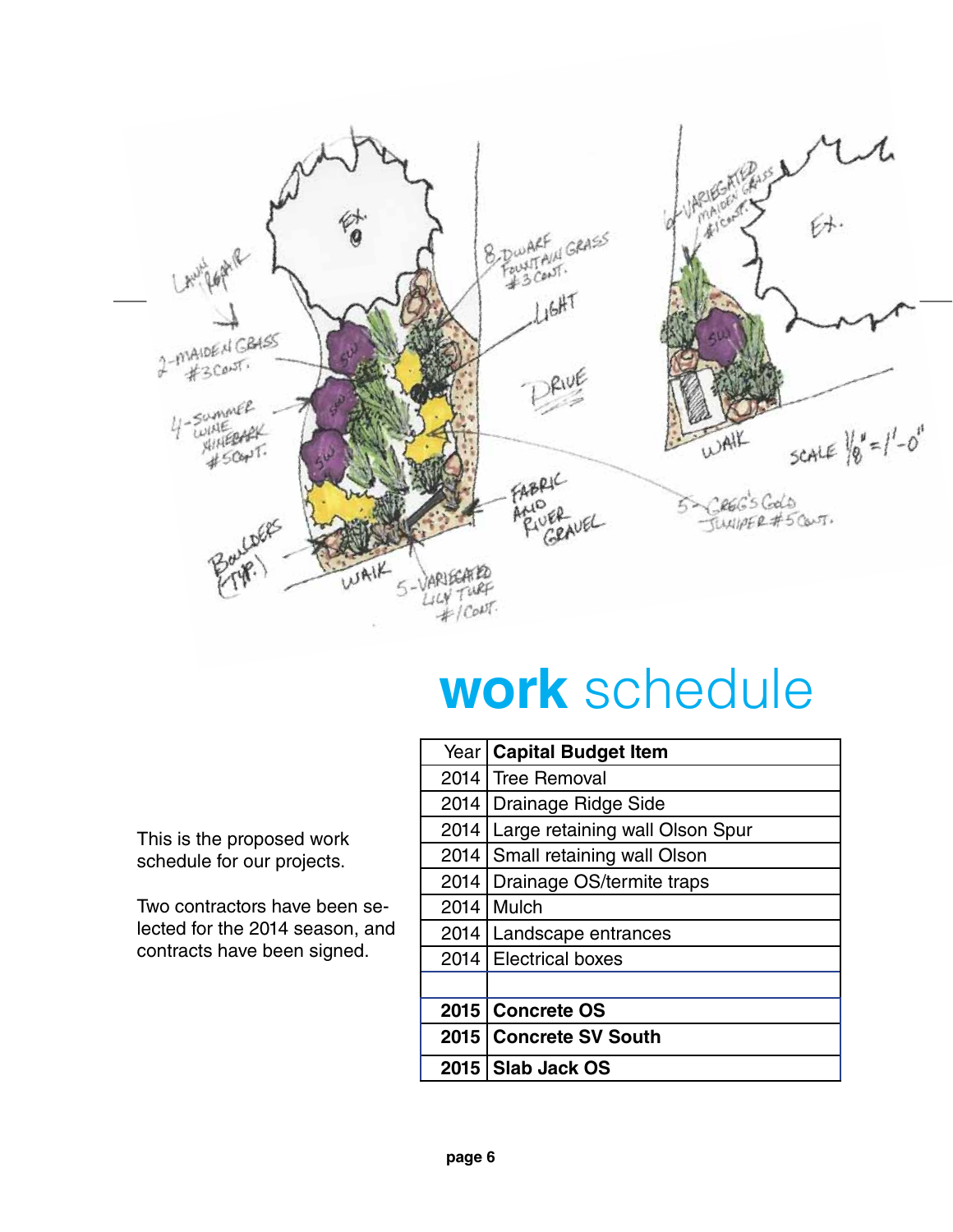# **work** schedule

This is the proposed work schedule for our projects.

Two contractors have been selected for the 2014 season, and contracts have been signed.

| Year | **Capital Budget Item** |
|---|---|
| 2014 | Tree Removal |
| 2014 | Drainage Ridge Side |
| 2014 | Large retaining wall Olson Spur |
| 2014 | Small retaining wall Olson |
| 2014 | Drainage OS/termite traps |
| 2014 | Mulch |
| 2014 | Landscape entrances |
| 2014 | Electrical boxes |
| | |
| **2015** | **Concrete OS** |
| **2015** | **Concrete SV South** |
| **2015** | **Slab Jack OS** |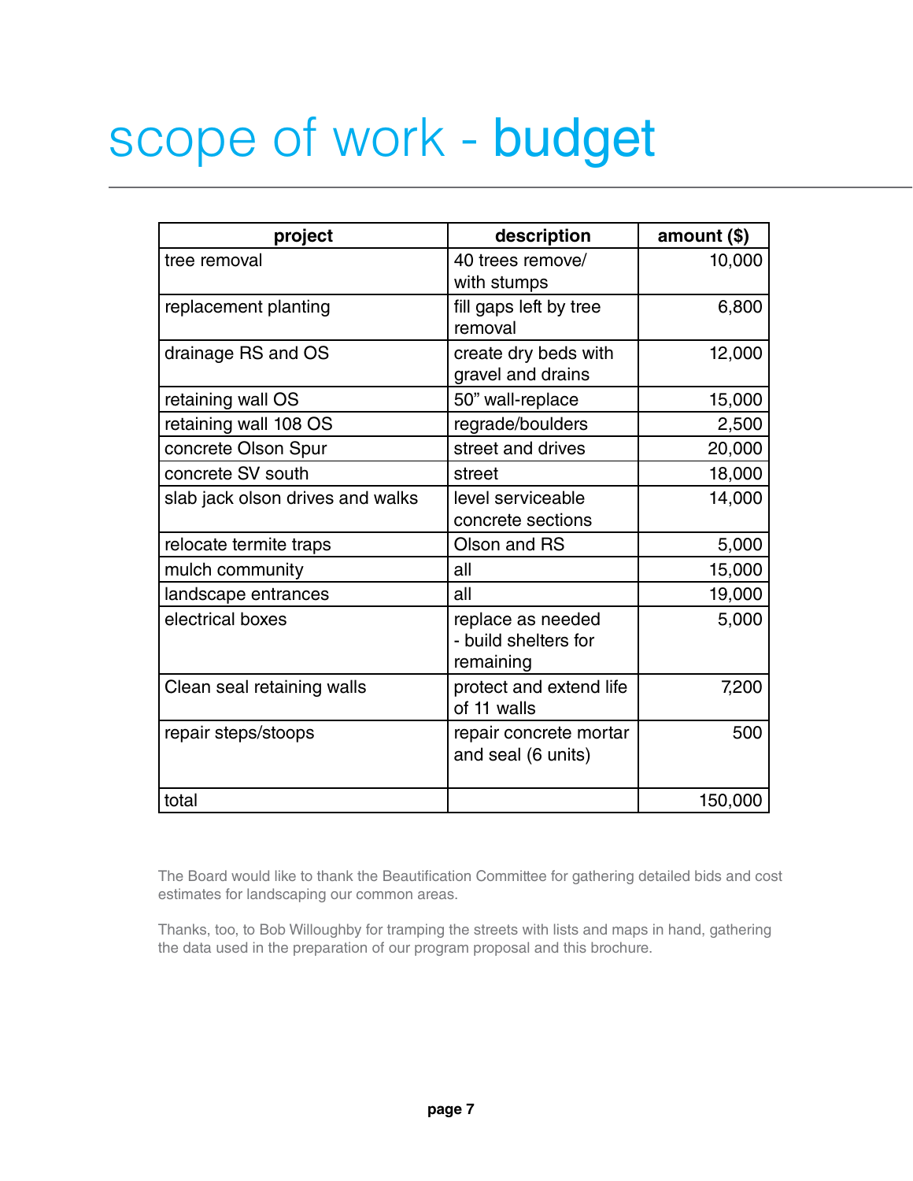# scope of work - **budget**

| project | description | amount ($) |
|---|---|---|
| tree removal | 40 trees remove/ with stumps | 10,000 |
| replacement planting | fill gaps left by tree removal | 6,800 |
| drainage RS and OS | create dry beds with gravel and drains | 12,000 |
| retaining wall OS | 50" wall-replace | 15,000 |
| retaining wall 108 OS | regrade/boulders | 2,500 |
| concrete Olson Spur | street and drives | 20,000 |
| concrete SV south | street | 18,000 |
| slab jack olson drives and walks | level serviceable concrete sections | 14,000 |
| relocate termite traps | Olson and RS | 5,000 |
| mulch community | all | 15,000 |
| landscape entrances | all | 19,000 |
| electrical boxes | replace as needed - build shelters for remaining | 5,000 |
| Clean seal retaining walls | protect and extend life of 11 walls | 7,200 |
| repair steps/stoops | repair concrete mortar and seal (6 units) | 500 |
| total | | 150,000 |

The Board would like to thank the Beautification Committee for gathering detailed bids and cost estimates for landscaping our common areas.

Thanks, too, to Bob Willoughby for tramping the streets with lists and maps in hand, gathering the data used in the preparation of our program proposal and this brochure.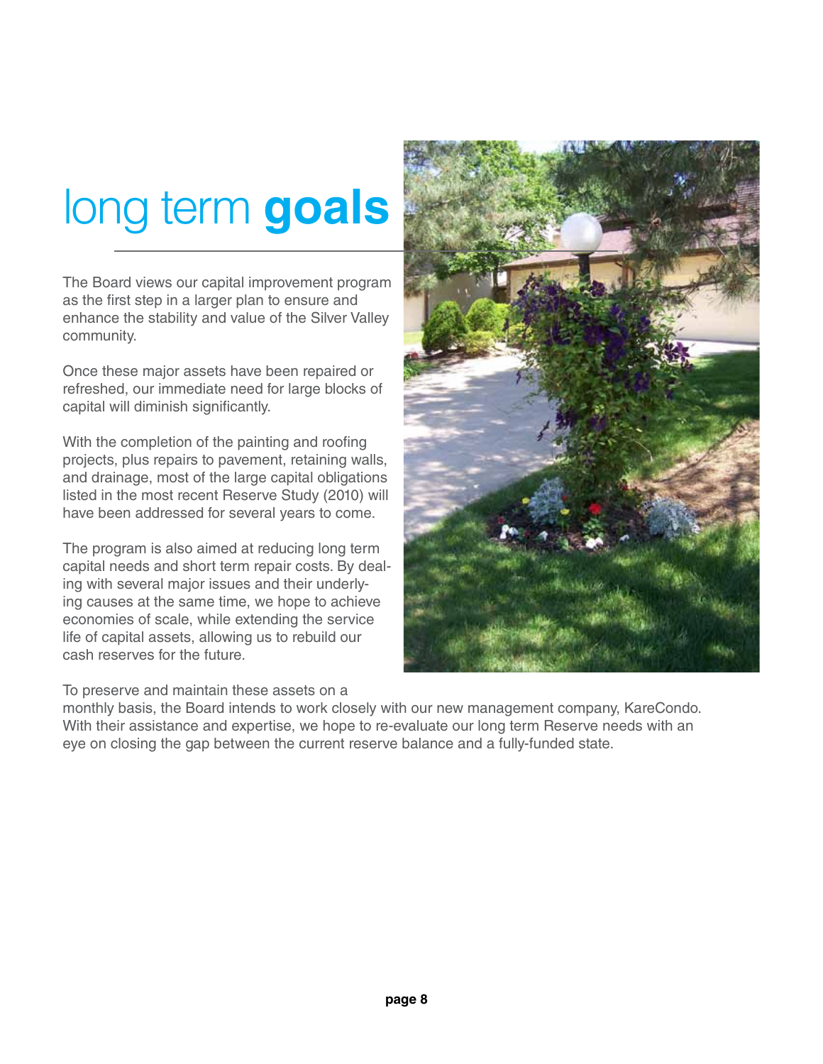# long term **goals**

The Board views our capital improvement program as the first step in a larger plan to ensure and enhance the stability and value of the Silver Valley community.

Once these major assets have been repaired or refreshed, our immediate need for large blocks of capital will diminish significantly.

With the completion of the painting and roofing projects, plus repairs to pavement, retaining walls, and drainage, most of the large capital obligations listed in the most recent Reserve Study (2010) will have been addressed for several years to come.

The program is also aimed at reducing long term capital needs and short term repair costs. By dealing with several major issues and their underlying causes at the same time, we hope to achieve economies of scale, while extending the service life of capital assets, allowing us to rebuild our cash reserves for the future.

To preserve and maintain these assets on a monthly basis, the Board intends to work closely with our new management company, KareCondo. With their assistance and expertise, we hope to re-evaluate our long term Reserve needs with an eye on closing the gap between the current reserve balance and a fully-funded state.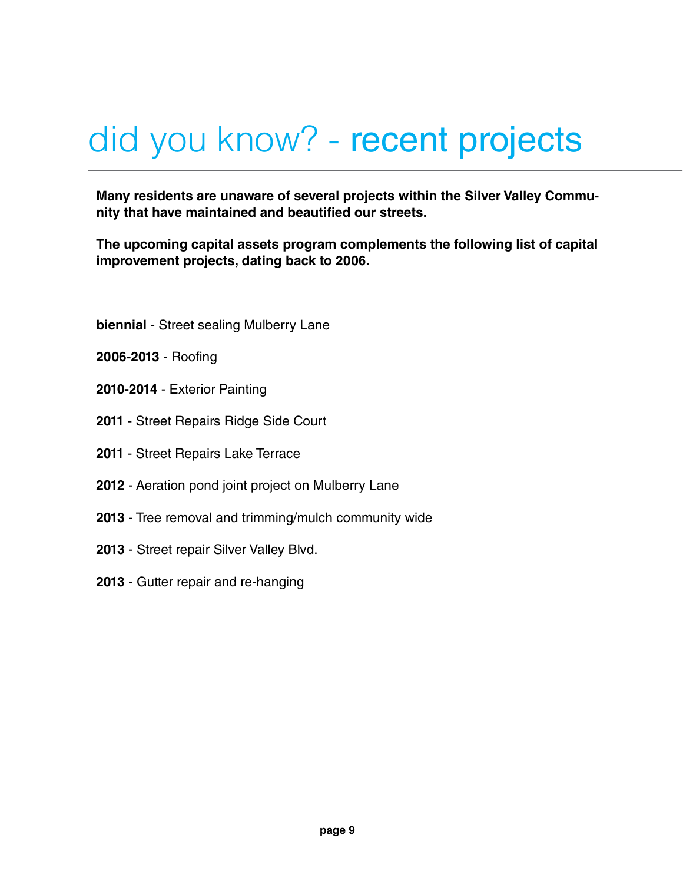# did you know? - recent projects

**Many residents are unaware of several projects within the Silver Valley Community that have maintained and beautified our streets.**

**The upcoming capital assets program complements the following list of capital improvement projects, dating back to 2006.**

**biennial** - Street sealing Mulberry Lane

**2006-2013** - Roofing

**2010-2014** - Exterior Painting

**2011** - Street Repairs Ridge Side Court

**2011** - Street Repairs Lake Terrace

**2012** - Aeration pond joint project on Mulberry Lane

**2013** - Tree removal and trimming/mulch community wide

**2013** - Street repair Silver Valley Blvd.

**2013** - Gutter repair and re-hanging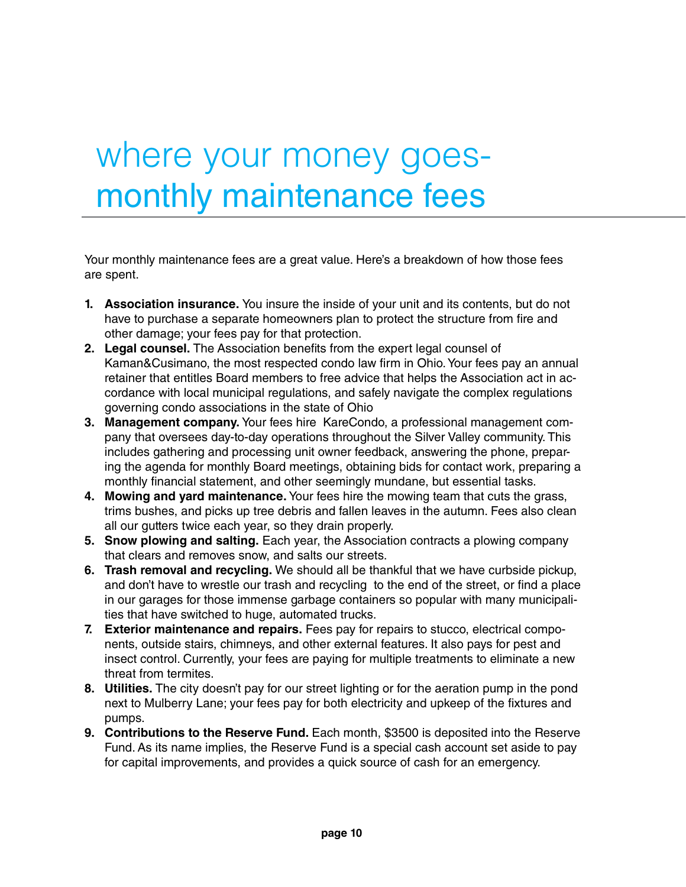# where your money goes- monthly maintenance fees

Your monthly maintenance fees are a great value. Here's a breakdown of how those fees are spent.

1. **Association insurance.** You insure the inside of your unit and its contents, but do not have to purchase a separate homeowners plan to protect the structure from fire and other damage; your fees pay for that protection.
2. **Legal counsel.** The Association benefits from the expert legal counsel of Kaman&Cusimano, the most respected condo law firm in Ohio. Your fees pay an annual retainer that entitles Board members to free advice that helps the Association act in accordance with local municipal regulations, and safely navigate the complex regulations governing condo associations in the state of Ohio
3. **Management company.** Your fees hire KareCondo, a professional management company that oversees day-to-day operations throughout the Silver Valley community. This includes gathering and processing unit owner feedback, answering the phone, preparing the agenda for monthly Board meetings, obtaining bids for contact work, preparing a monthly financial statement, and other seemingly mundane, but essential tasks.
4. **Mowing and yard maintenance.** Your fees hire the mowing team that cuts the grass, trims bushes, and picks up tree debris and fallen leaves in the autumn. Fees also clean all our gutters twice each year, so they drain properly.
5. **Snow plowing and salting.** Each year, the Association contracts a plowing company that clears and removes snow, and salts our streets.
6. **Trash removal and recycling.** We should all be thankful that we have curbside pickup, and don't have to wrestle our trash and recycling to the end of the street, or find a place in our garages for those immense garbage containers so popular with many municipalities that have switched to huge, automated trucks.
7. **Exterior maintenance and repairs.** Fees pay for repairs to stucco, electrical components, outside stairs, chimneys, and other external features. It also pays for pest and insect control. Currently, your fees are paying for multiple treatments to eliminate a new threat from termites.
8. **Utilities.** The city doesn't pay for our street lighting or for the aeration pump in the pond next to Mulberry Lane; your fees pay for both electricity and upkeep of the fixtures and pumps.
9. **Contributions to the Reserve Fund.** Each month, $3500 is deposited into the Reserve Fund. As its name implies, the Reserve Fund is a special cash account set aside to pay for capital improvements, and provides a quick source of cash for an emergency.